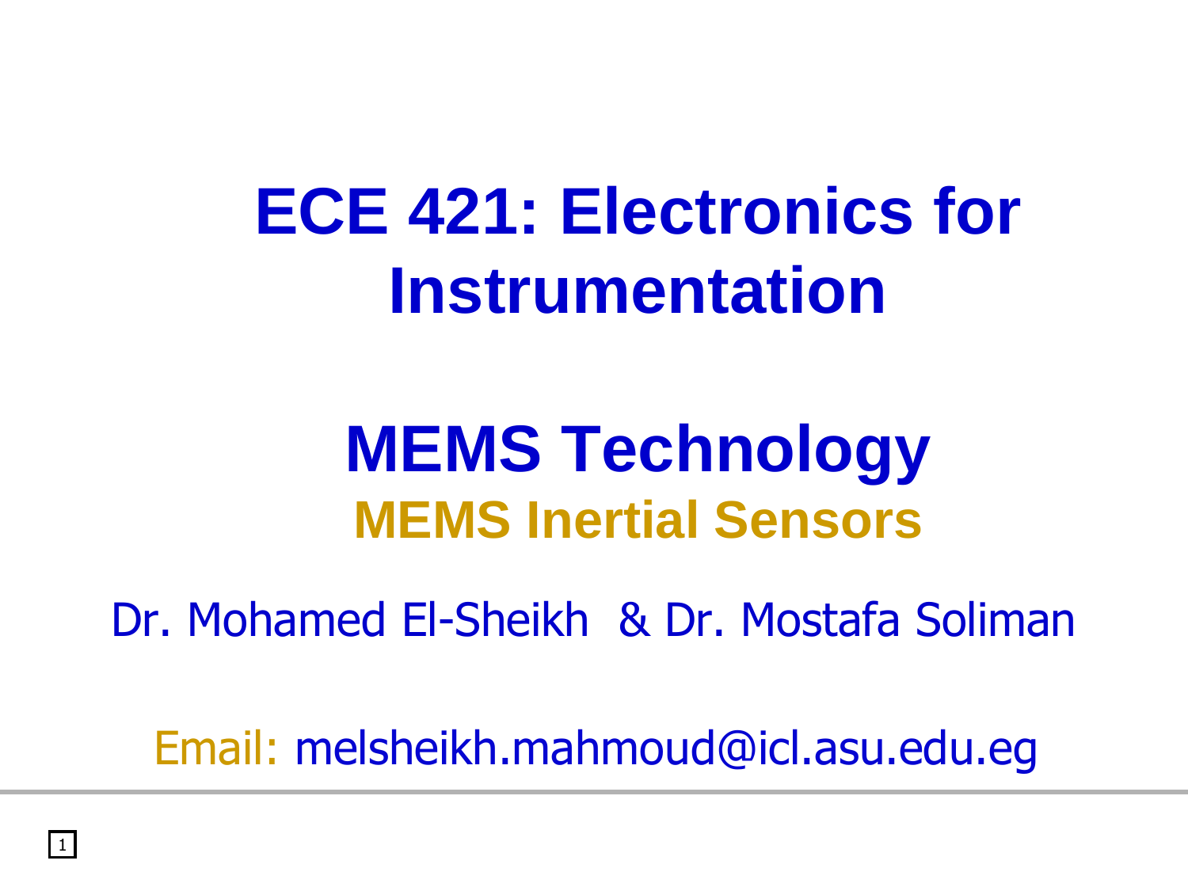# ECE 421: Electronics for Instrumentation

## MEMS Technology

### MEMS Inertial Sensors

Dr. Mohamed El-Sheikh & Dr. Mostafa Soliman

Email: melsheikh.mahmoud@icl.asu.edu.eg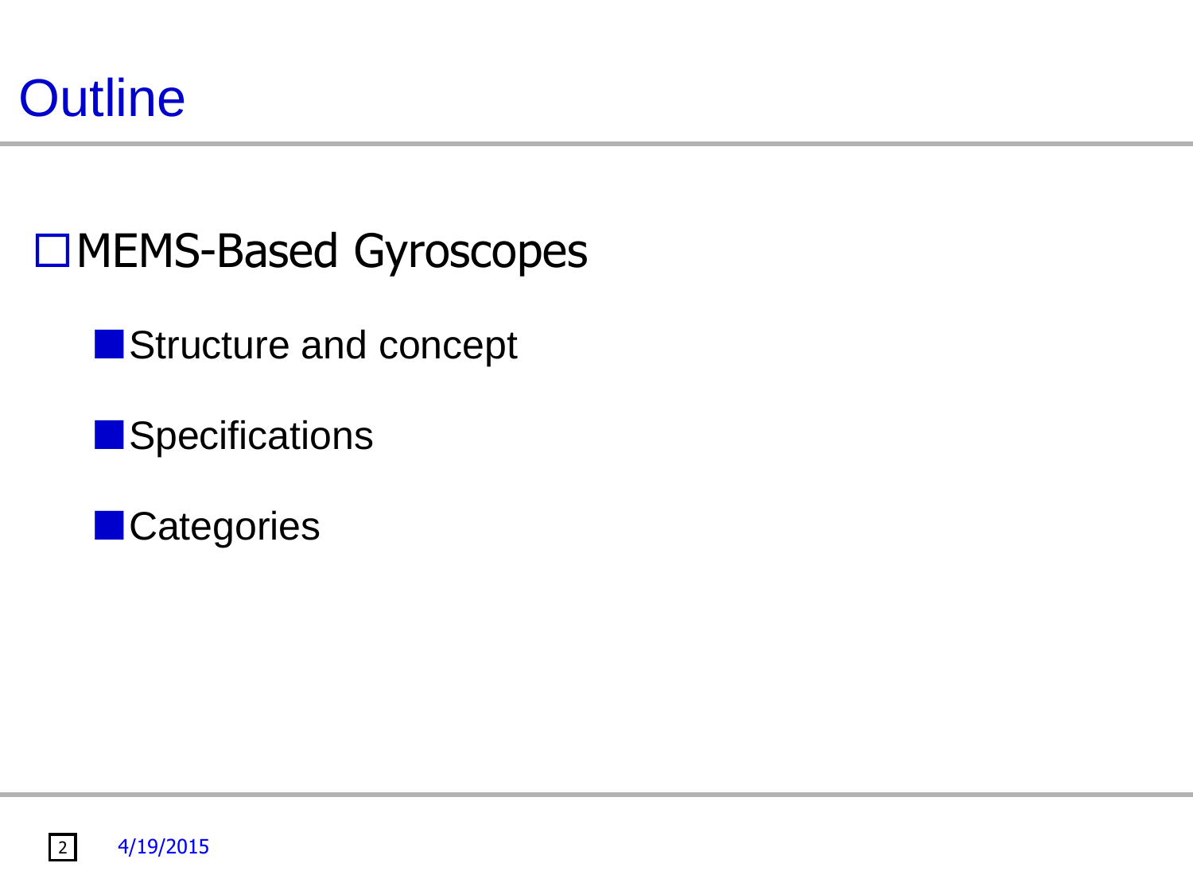# Outline

- MEMS-Based Gyroscopes
  - Structure and concept
  - Specifications
  - Categories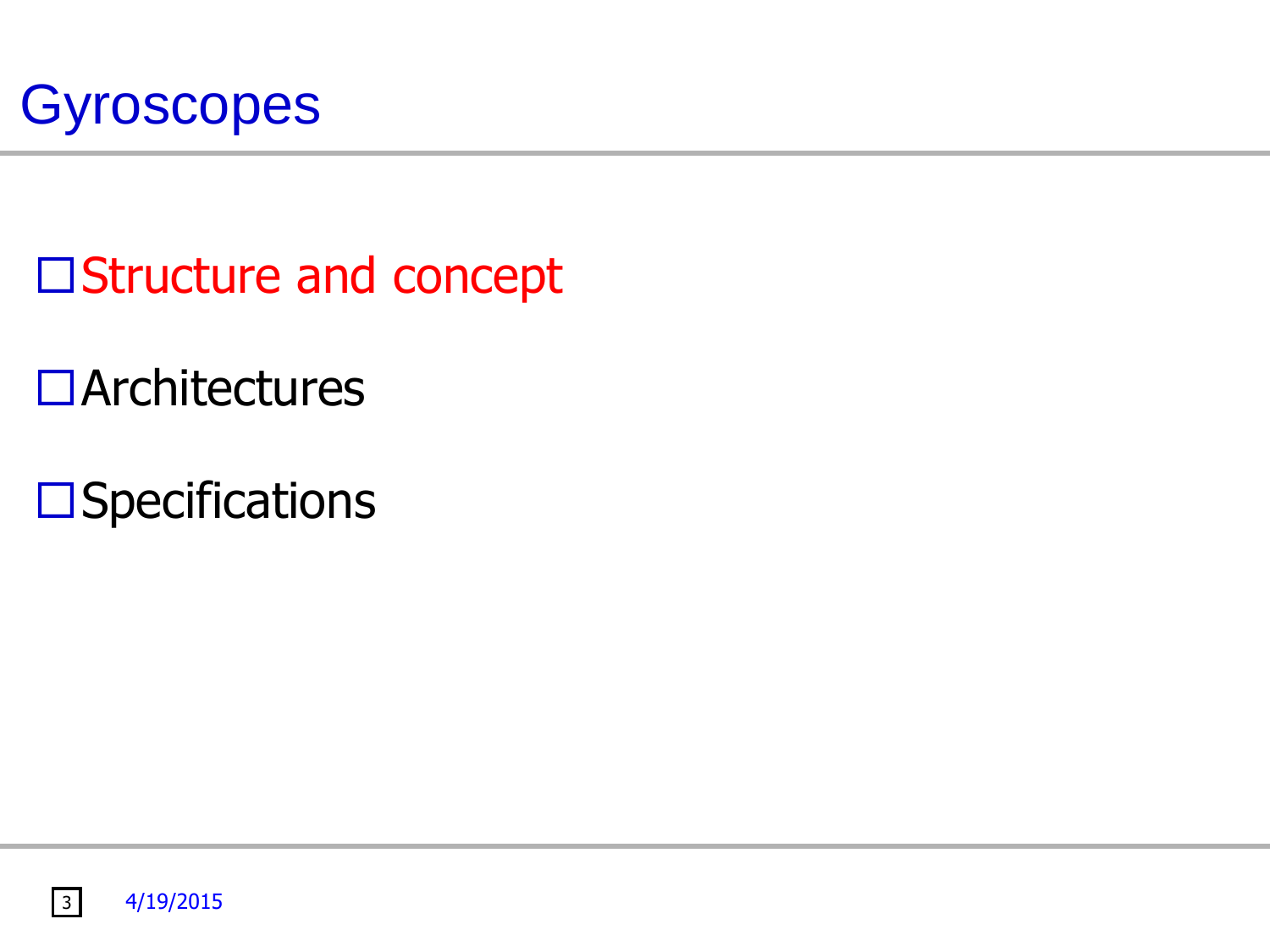# Gyroscopes

- Structure and concept
- Architectures
- Specifications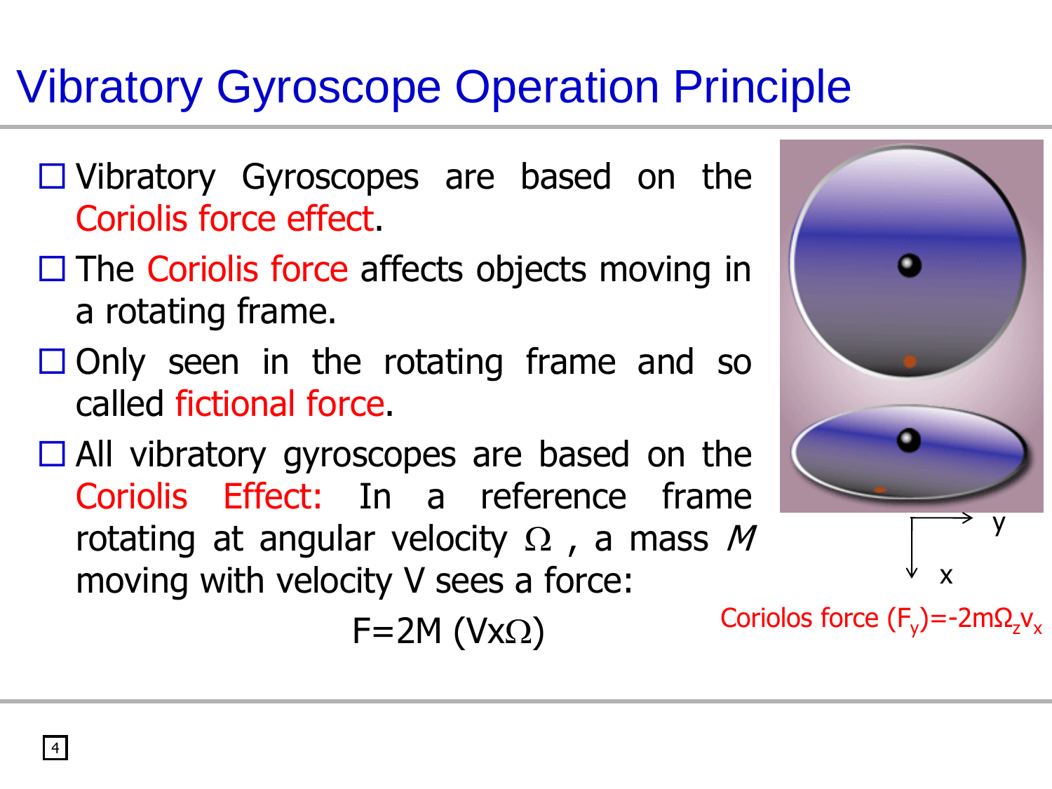# Vibratory Gyroscope Operation Principle

- Vibratory Gyroscopes are based on the Coriolis force effect.
- The Coriolis force affects objects moving in a rotating frame.
- Only seen in the rotating frame and so called fictional force.
- All vibratory gyroscopes are based on the Coriolis Effect: In a reference frame rotating at angular velocity $\Omega$ , a mass *M* moving with velocity V sees a force:

$$F=2M\,(V \times \Omega)$$

y

x

Coriolos force $(F_y)=-2m\Omega_z v_x$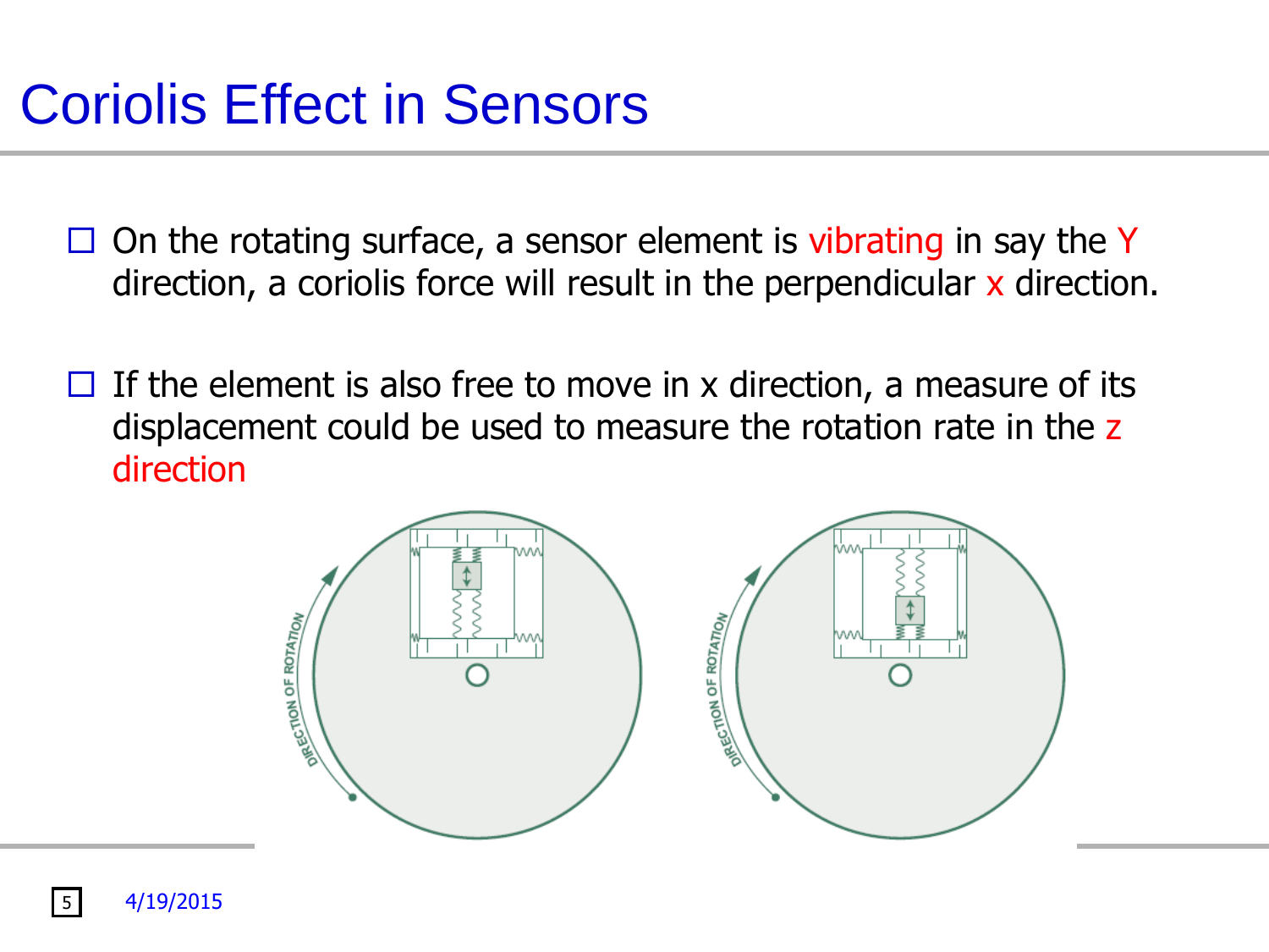# Coriolis Effect in Sensors

- On the rotating surface, a sensor element is vibrating in say the Y direction, a coriolis force will result in the perpendicular x direction.
- If the element is also free to move in x direction, a measure of its displacement could be used to measure the rotation rate in the z direction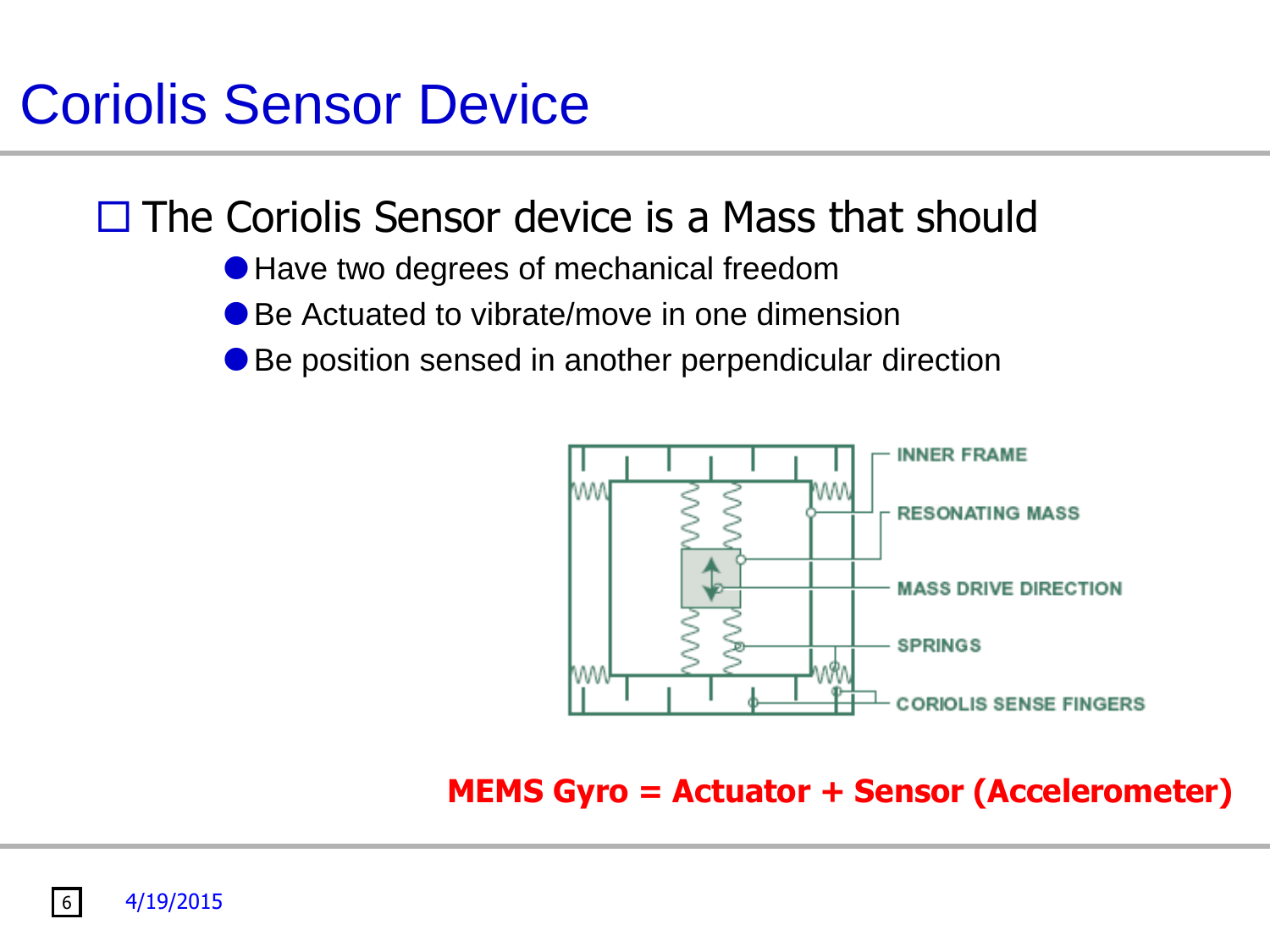# Coriolis Sensor Device

- The Coriolis Sensor device is a Mass that should
  - Have two degrees of mechanical freedom
  - Be Actuated to vibrate/move in one dimension
  - Be position sensed in another perpendicular direction

INNER FRAME

RESONATING MASS

MASS DRIVE DIRECTION

SPRINGS

CORIOLIS SENSE FINGERS

**MEMS Gyro = Actuator + Sensor (Accelerometer)**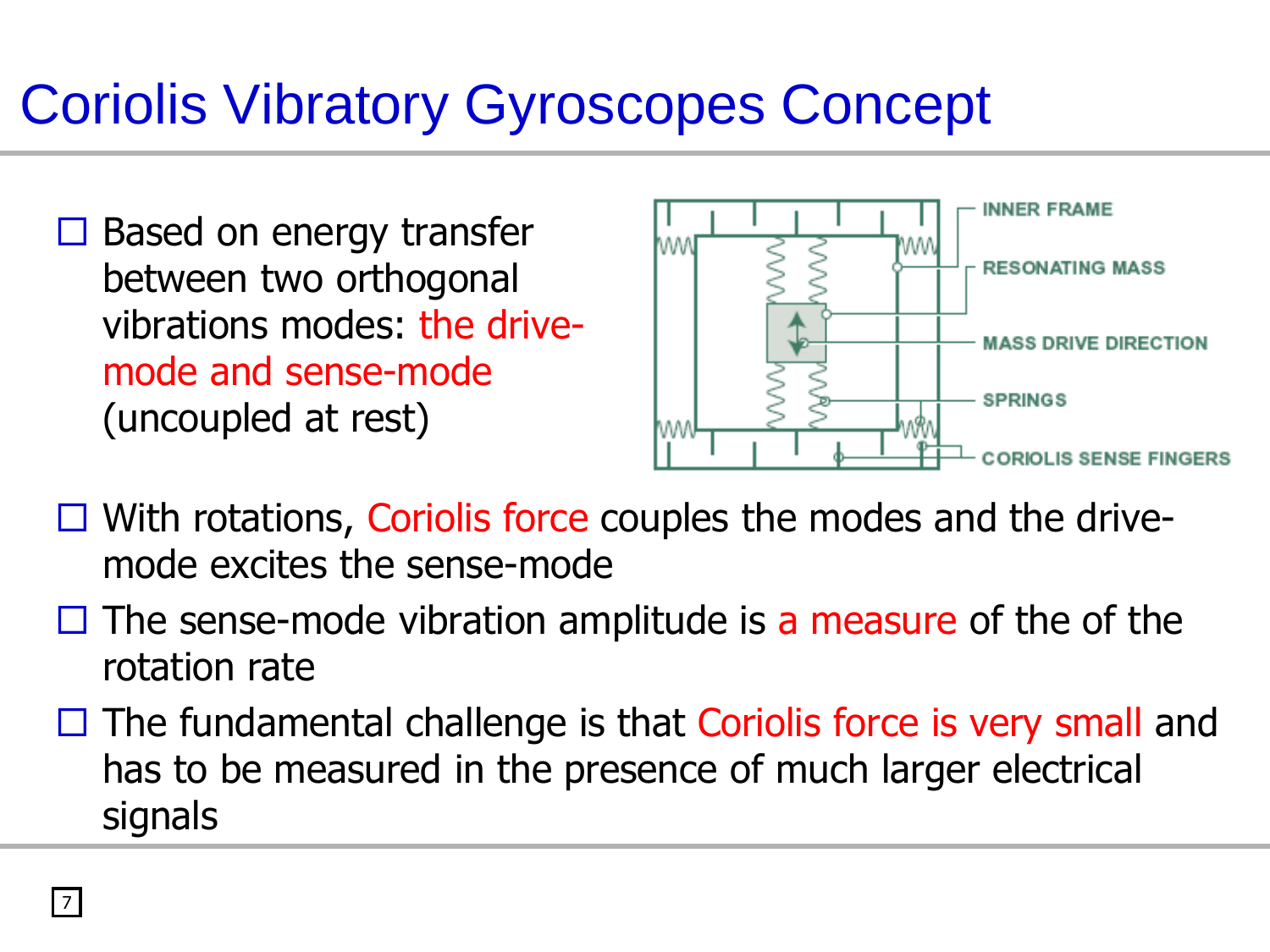# Coriolis Vibratory Gyroscopes Concept

- Based on energy transfer between two orthogonal vibrations modes: the drive-mode and sense-mode (uncoupled at rest)

INNER FRAME

RESONATING MASS

MASS DRIVE DIRECTION

SPRINGS

CORIOLIS SENSE FINGERS

- With rotations, Coriolis force couples the modes and the drive-mode excites the sense-mode
- The sense-mode vibration amplitude is a measure of the of the rotation rate
- The fundamental challenge is that Coriolis force is very small and has to be measured in the presence of much larger electrical signals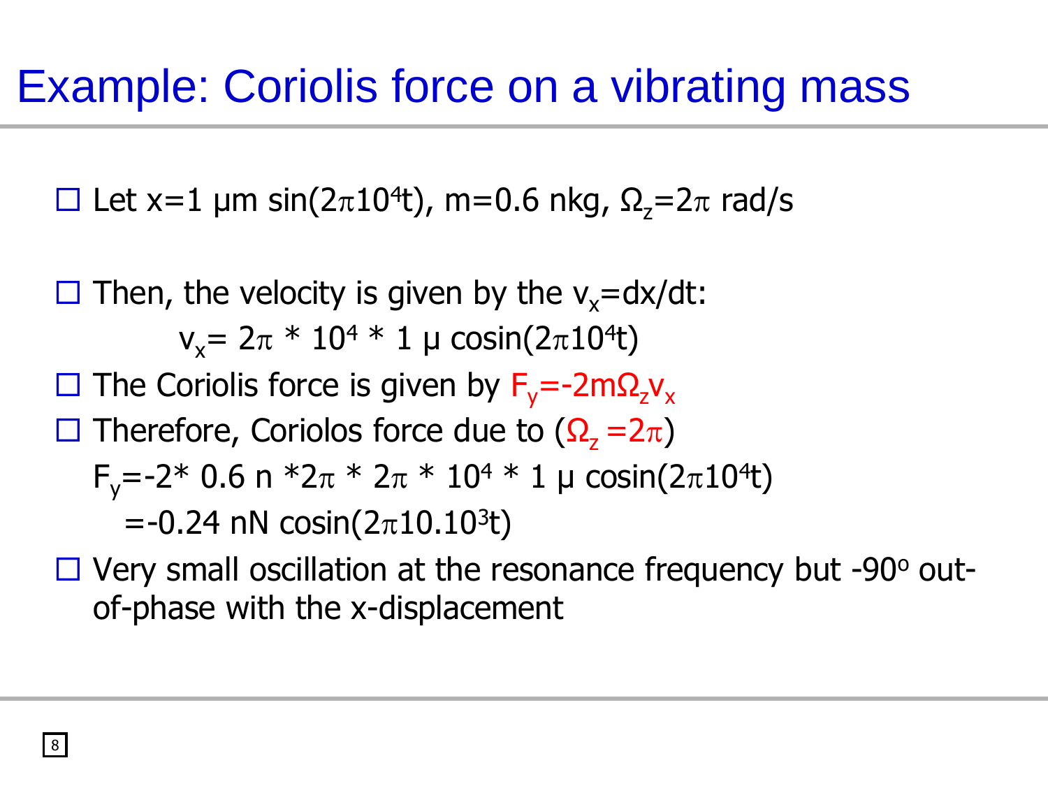# Example: Coriolis force on a vibrating mass

- Let $x = 1\ \mu m \sin(2\pi 10^4 t)$, $m = 0.6$ nkg, $\Omega_z = 2\pi$ rad/s

- Then, the velocity is given by the $v_x = dx/dt$:

$$v_x = 2\pi * 10^4 * 1\ \mu \text{ cosin}(2\pi 10^4 t)$$

- The Coriolis force is given by $F_y = -2m\Omega_z v_x$
- Therefore, Coriolos force due to ($\Omega_z = 2\pi$)

  $F_y = -2 * 0.6\ n * 2\pi * 2\pi * 10^4 * 1\ \mu \text{ cosin}(2\pi 10^4 t)$

  $= -0.24 \text{ nN cosin}(2\pi 10.10^3 t)$
- Very small oscillation at the resonance frequency but $-90^o$ out-of-phase with the x-displacement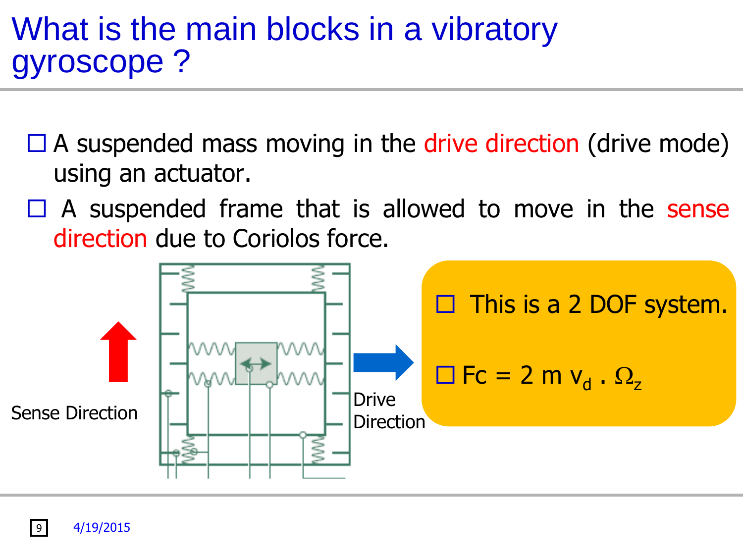# What is the main blocks in a vibratory gyroscope ?

- A suspended mass moving in the drive direction (drive mode) using an actuator.
- A suspended frame that is allowed to move in the sense direction due to Coriolos force.

Sense Direction

Drive Direction

- This is a 2 DOF system.
- $F_c = 2\ m\ v_d\ .\ \Omega_z$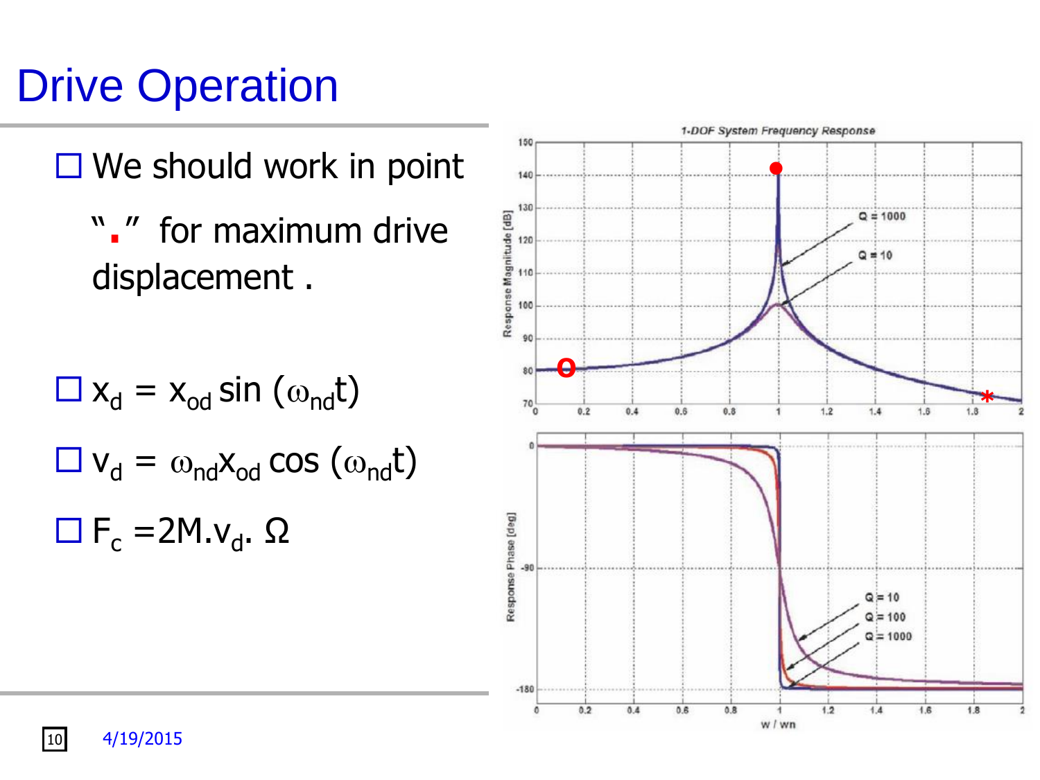# Drive Operation

- We should work in point "." for maximum drive displacement .

- $x_d = x_{od} \sin(\omega_{nd} t)$
- $v_d = \omega_{nd} x_{od} \cos(\omega_{nd} t)$
- $F_c = 2M.v_d.\Omega$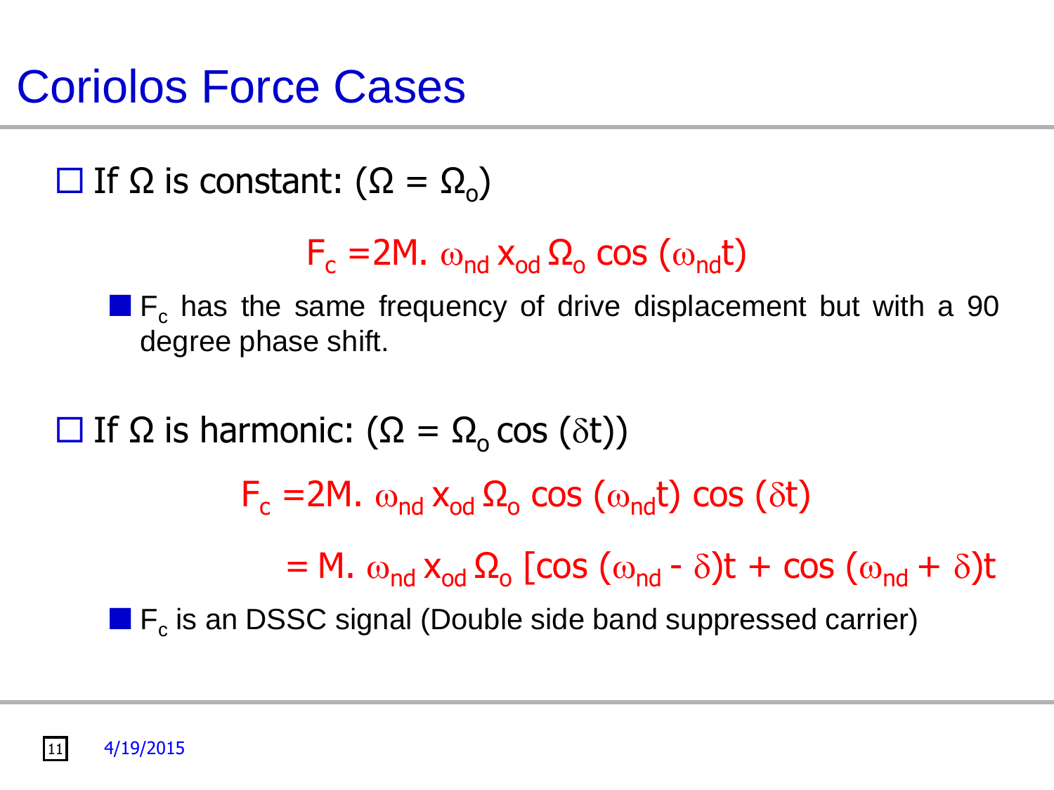# Coriolos Force Cases

- If $\Omega$ is constant: ($\Omega = \Omega_o$)

$$F_c = 2M.\ \omega_{nd}\, x_{od}\, \Omega_o \cos(\omega_{nd} t)$$

  - $F_c$ has the same frequency of drive displacement but with a 90 degree phase shift.

- If $\Omega$ is harmonic: ($\Omega = \Omega_o \cos(\delta t)$)

$$F_c = 2M.\ \omega_{nd}\, x_{od}\, \Omega_o \cos(\omega_{nd} t) \cos(\delta t)$$

$$= M.\ \omega_{nd}\, x_{od}\, \Omega_o [\cos(\omega_{nd} - \delta)t + \cos(\omega_{nd} + \delta)t$$

  - $F_c$ is an DSSC signal (Double side band suppressed carrier)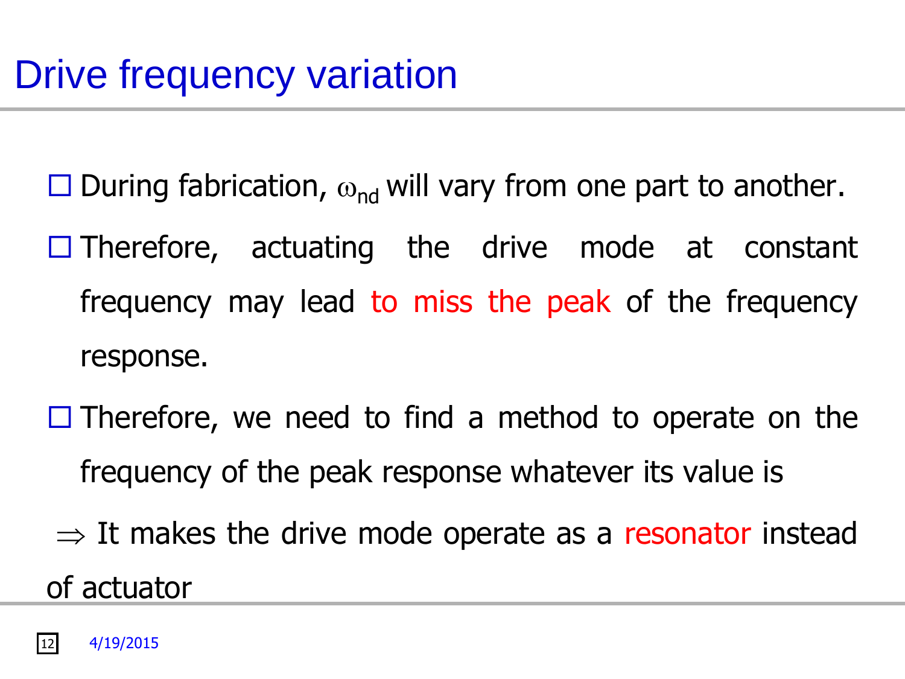# Drive frequency variation

- During fabrication, $\omega_{nd}$ will vary from one part to another.
- Therefore, actuating the drive mode at constant frequency may lead to miss the peak of the frequency response.
- Therefore, we need to find a method to operate on the frequency of the peak response whatever its value is

$\Rightarrow$ It makes the drive mode operate as a resonator instead of actuator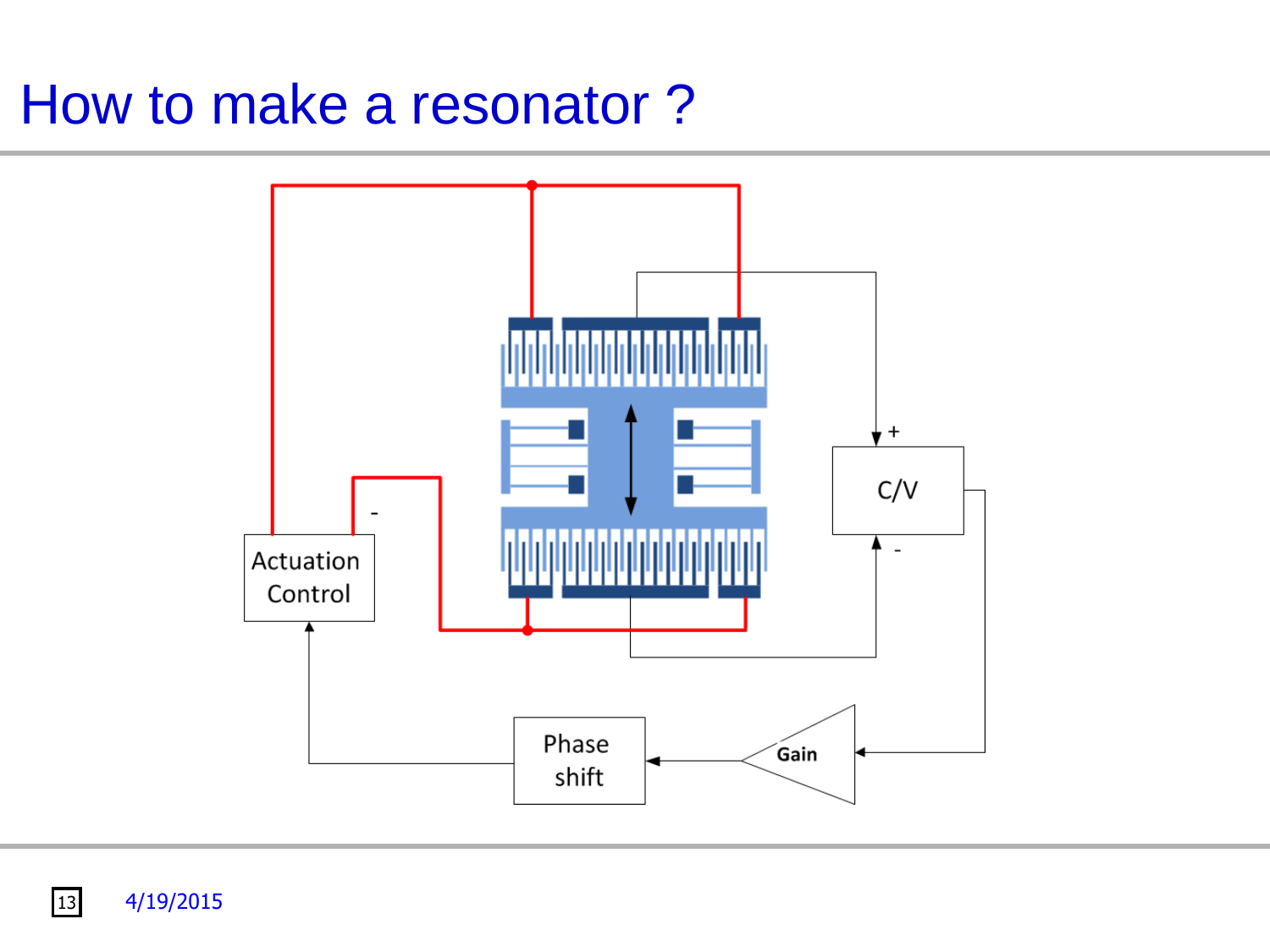# How to make a resonator ?

Actuation Control

Phase shift

Gain

C/V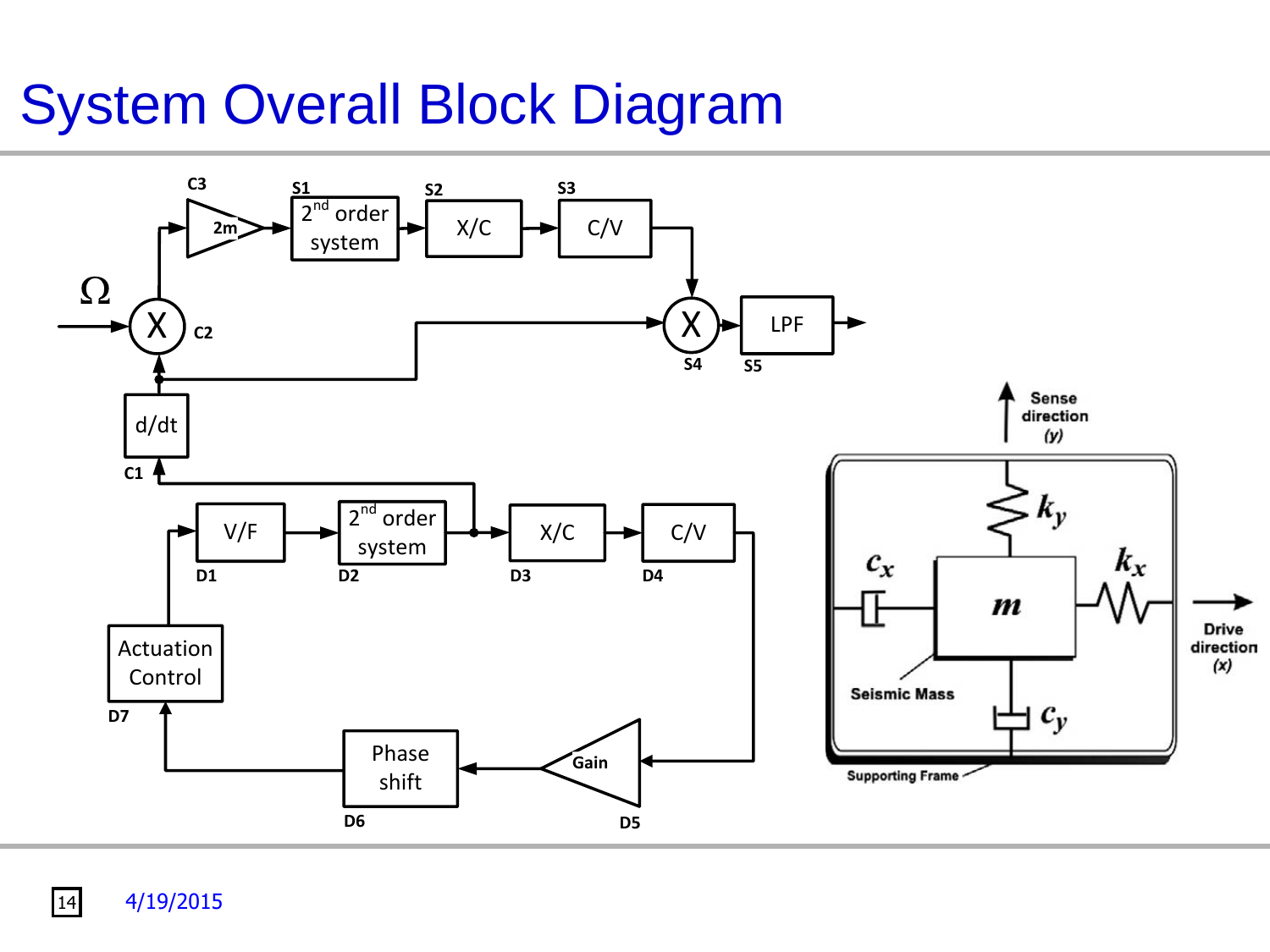# System Overall Block Diagram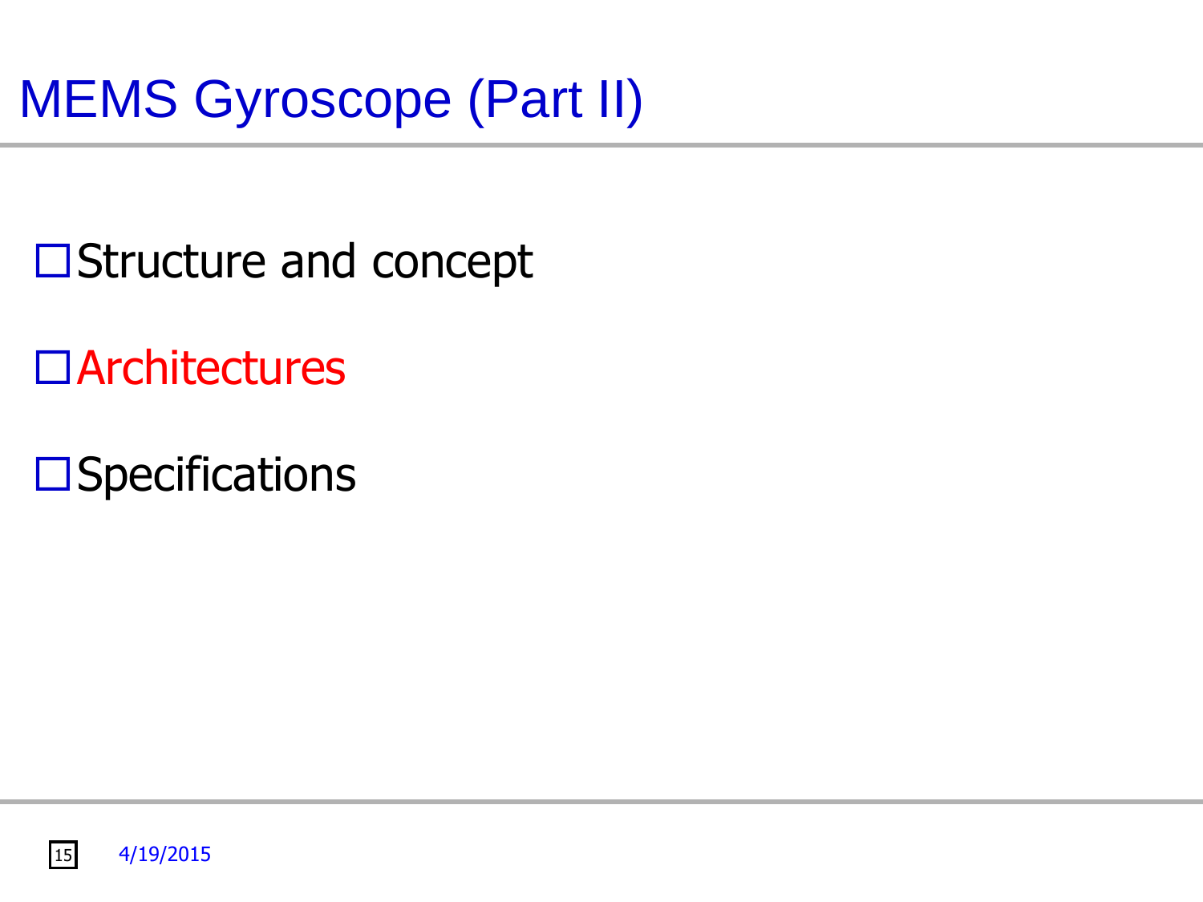# MEMS Gyroscope (Part II)

- Structure and concept
- Architectures
- Specifications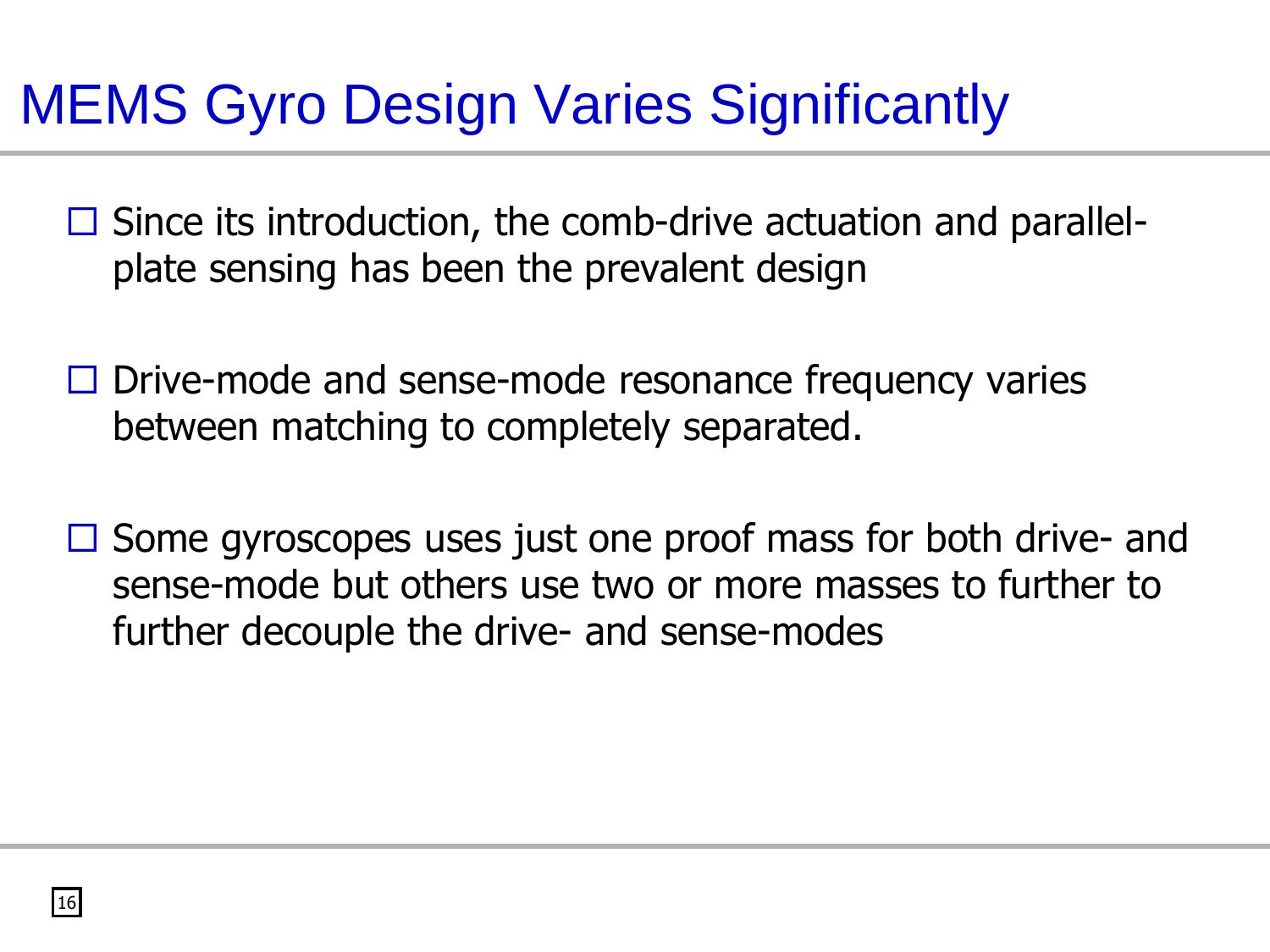# MEMS Gyro Design Varies Significantly

- Since its introduction, the comb-drive actuation and parallel-plate sensing has been the prevalent design

- Drive-mode and sense-mode resonance frequency varies between matching to completely separated.

- Some gyroscopes uses just one proof mass for both drive- and sense-mode but others use two or more masses to further to further decouple the drive- and sense-modes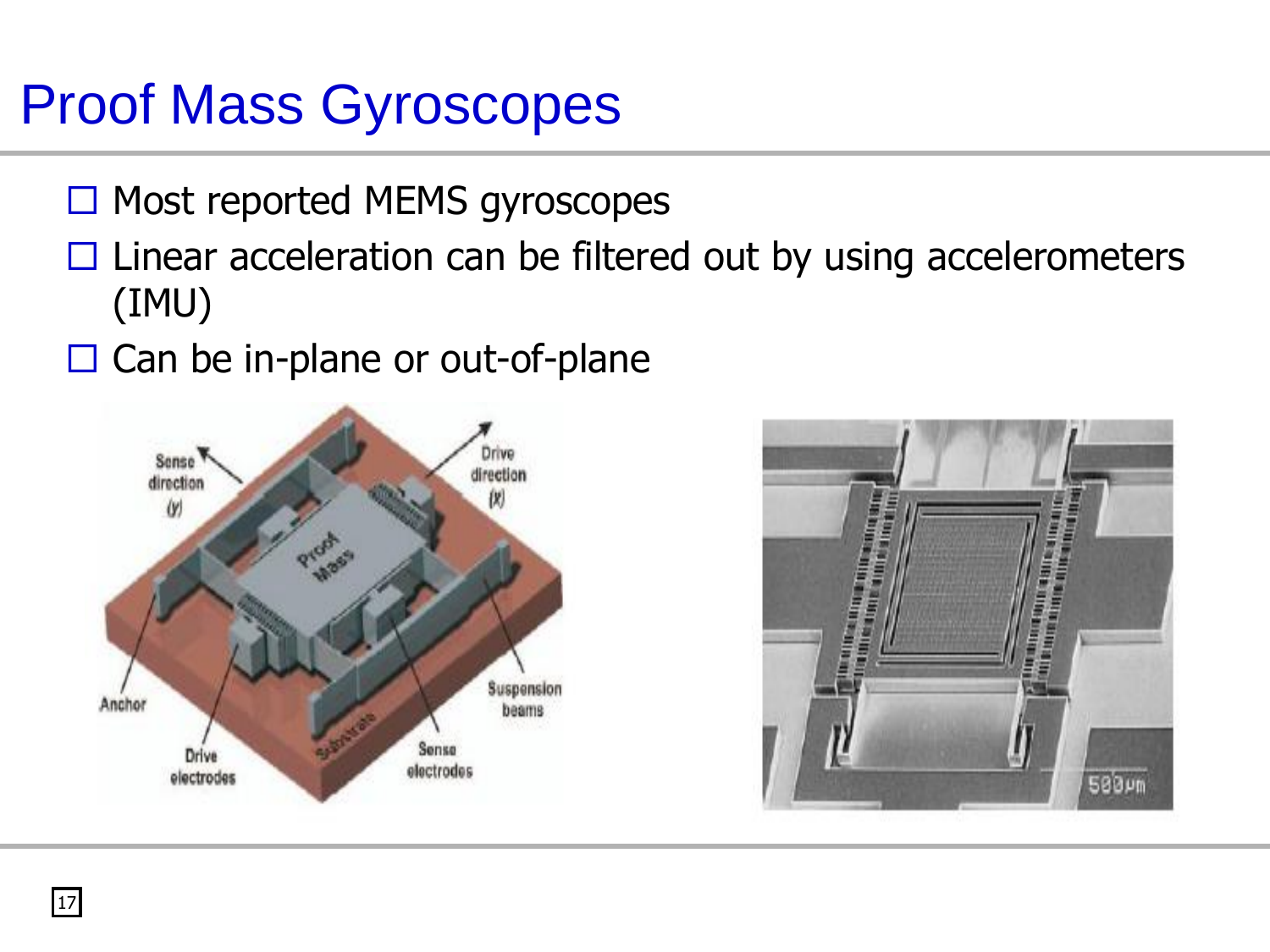# Proof Mass Gyroscopes

- Most reported MEMS gyroscopes
- Linear acceleration can be filtered out by using accelerometers (IMU)
- Can be in-plane or out-of-plane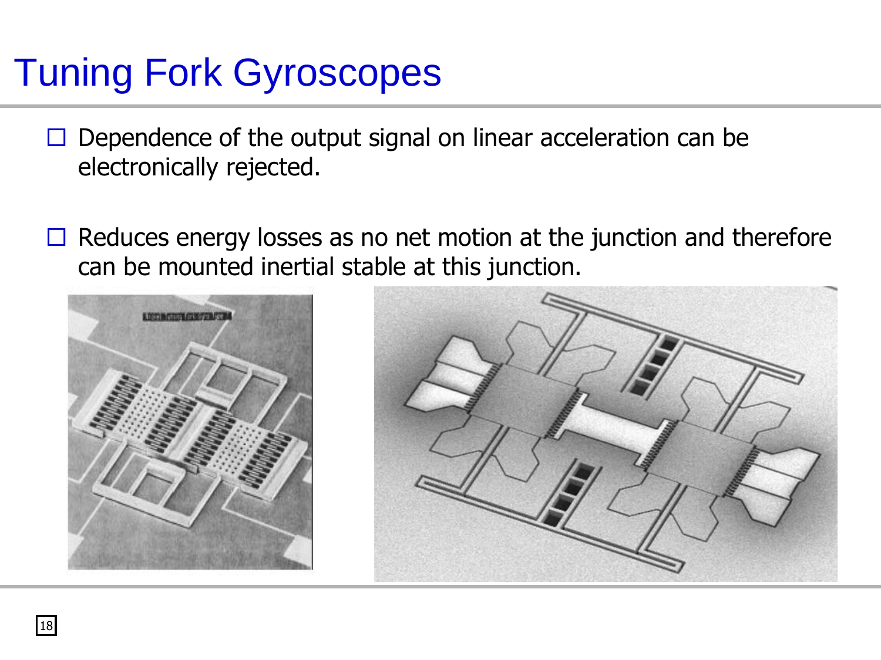# Tuning Fork Gyroscopes

- Dependence of the output signal on linear acceleration can be electronically rejected.
- Reduces energy losses as no net motion at the junction and therefore can be mounted inertial stable at this junction.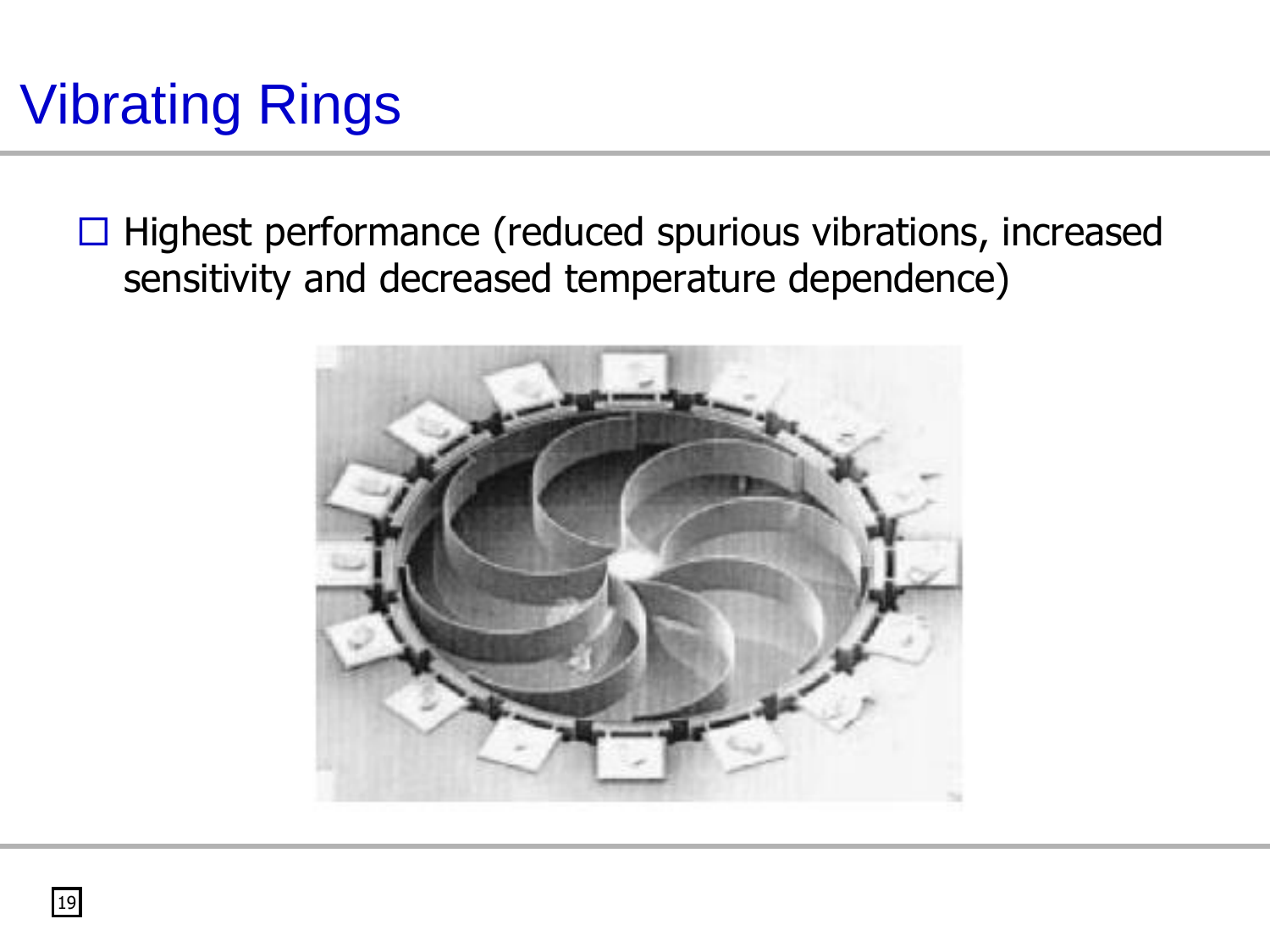# Vibrating Rings

- Highest performance (reduced spurious vibrations, increased sensitivity and decreased temperature dependence)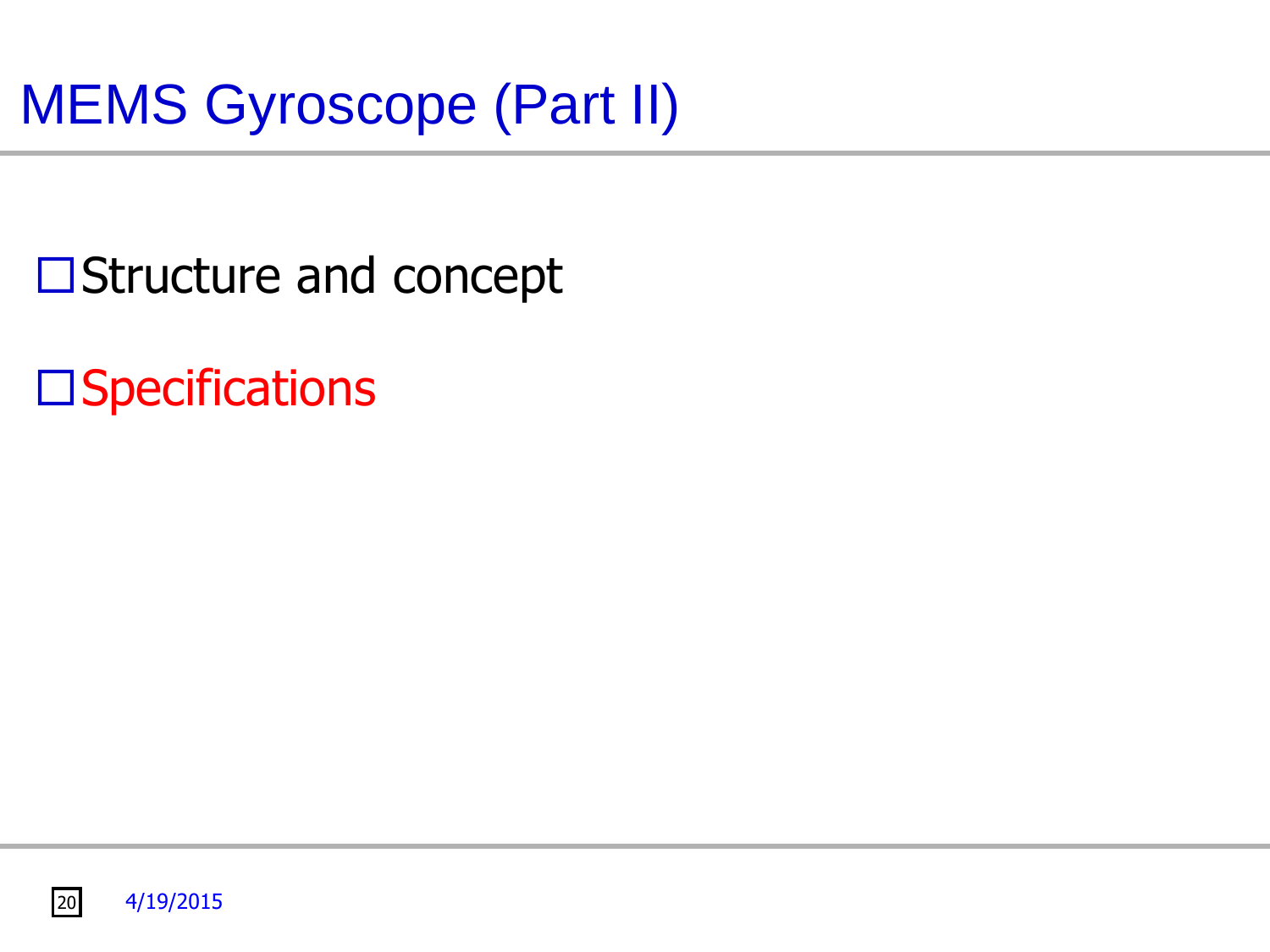# MEMS Gyroscope (Part II)

- ☐ Structure and concept
- ☐ Specifications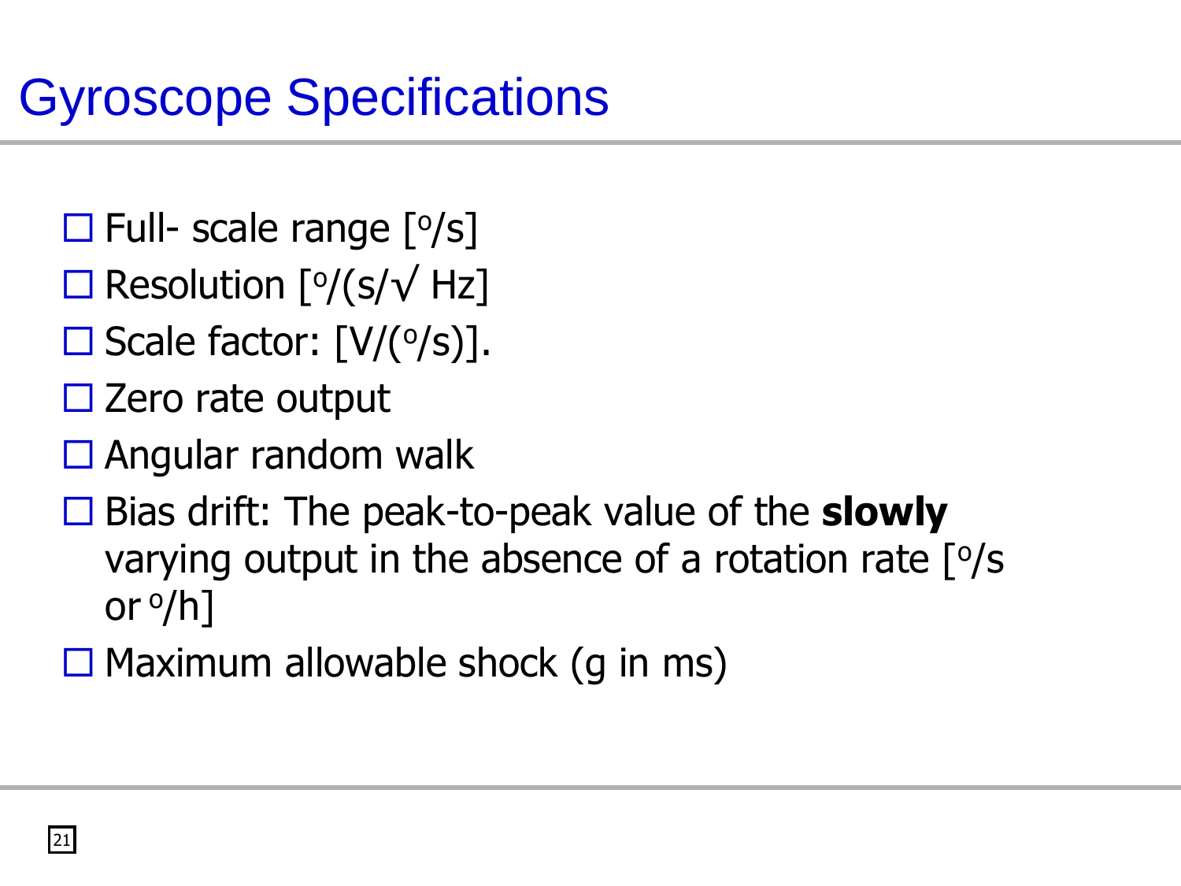# Gyroscope Specifications

- Full- scale range [$^{o}$/s]
- Resolution [$^{o}$/(s/√ Hz]
- Scale factor: [V/($^{o}$/s)].
- Zero rate output
- Angular random walk
- Bias drift: The peak-to-peak value of the **slowly** varying output in the absence of a rotation rate [$^{o}$/s or $^{o}$/h]
- Maximum allowable shock (g in ms)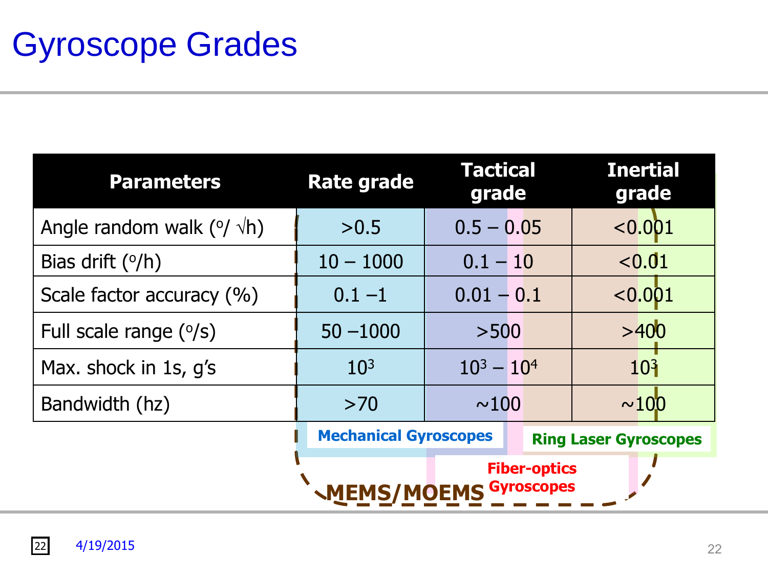# Gyroscope Grades

| Parameters | Rate grade | Tactical grade | Inertial grade |
|---|---|---|---|
| Angle random walk (°/ √h) | >0.5 | 0.5 – 0.05 | <0.001 |
| Bias drift (°/h) | 10 – 1000 | 0.1 – 10 | <0.01 |
| Scale factor accuracy (%) | 0.1 –1 | 0.01 – 0.1 | <0.001 |
| Full scale range (°/s) | 50 –1000 | >500 | >400 |
| Max. shock in 1s, g's | $10^3$ | $10^3 – 10^4$ | $10^3$ |
| Bandwidth (hz) | >70 | ~100 | ~100 |

Mechanical Gyroscopes

Ring Laser Gyroscopes

Fiber-optics Gyroscopes

MEMS/MOEMS

4/19/2015